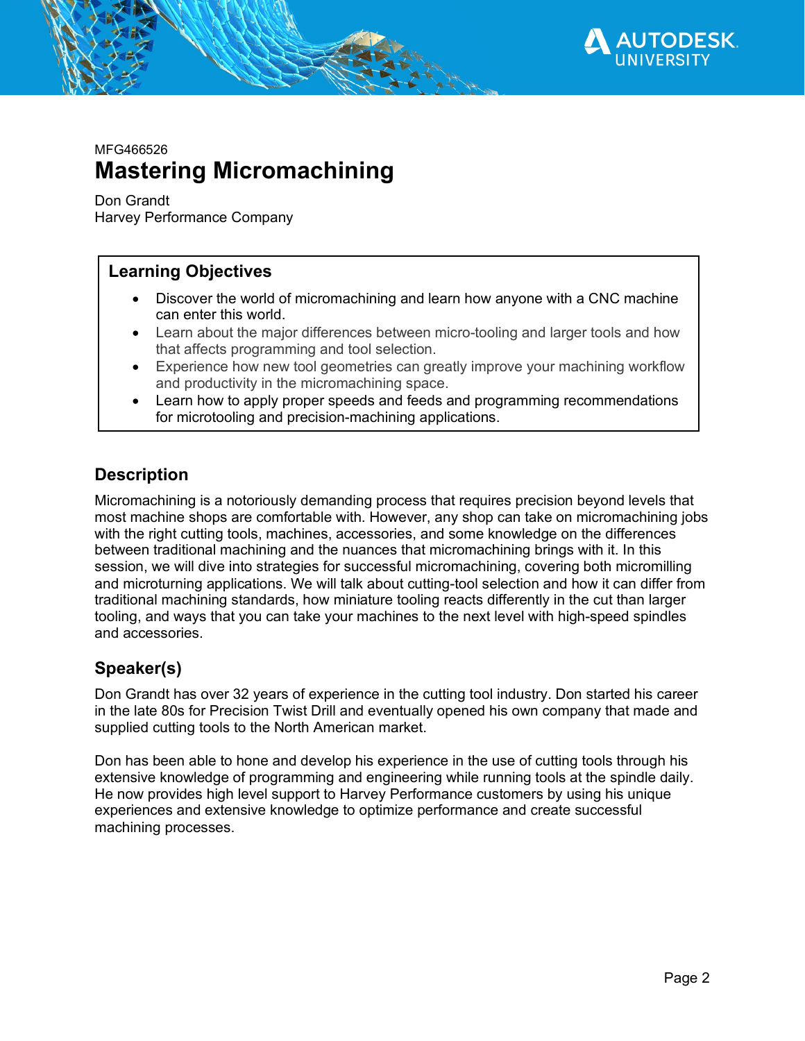MFG466526

# Mastering Micromachining

Don Grandt
Harvey Performance Company

## Learning Objectives

- Discover the world of micromachining and learn how anyone with a CNC machine can enter this world.
- Learn about the major differences between micro-tooling and larger tools and how that affects programming and tool selection.
- Experience how new tool geometries can greatly improve your machining workflow and productivity in the micromachining space.
- Learn how to apply proper speeds and feeds and programming recommendations for microtooling and precision-machining applications.

## Description

Micromachining is a notoriously demanding process that requires precision beyond levels that most machine shops are comfortable with. However, any shop can take on micromachining jobs with the right cutting tools, machines, accessories, and some knowledge on the differences between traditional machining and the nuances that micromachining brings with it. In this session, we will dive into strategies for successful micromachining, covering both micromilling and microturning applications. We will talk about cutting-tool selection and how it can differ from traditional machining standards, how miniature tooling reacts differently in the cut than larger tooling, and ways that you can take your machines to the next level with high-speed spindles and accessories.

## Speaker(s)

Don Grandt has over 32 years of experience in the cutting tool industry. Don started his career in the late 80s for Precision Twist Drill and eventually opened his own company that made and supplied cutting tools to the North American market.

Don has been able to hone and develop his experience in the use of cutting tools through his extensive knowledge of programming and engineering while running tools at the spindle daily. He now provides high level support to Harvey Performance customers by using his unique experiences and extensive knowledge to optimize performance and create successful machining processes.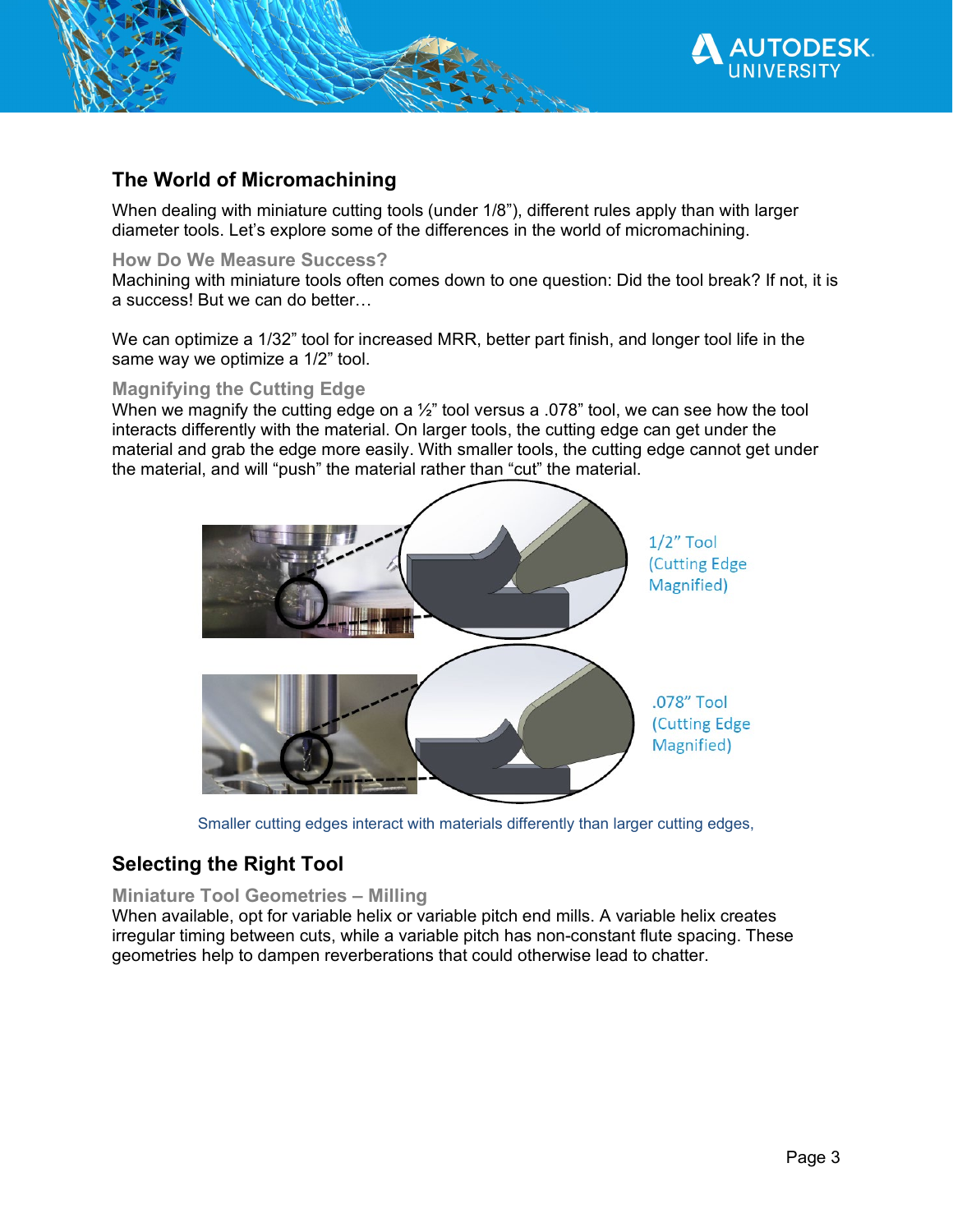## The World of Micromachining

When dealing with miniature cutting tools (under 1/8"), different rules apply than with larger diameter tools. Let's explore some of the differences in the world of micromachining.

### How Do We Measure Success?

Machining with miniature tools often comes down to one question: Did the tool break? If not, it is a success! But we can do better…

We can optimize a 1/32" tool for increased MRR, better part finish, and longer tool life in the same way we optimize a 1/2" tool.

### Magnifying the Cutting Edge

When we magnify the cutting edge on a ½" tool versus a .078" tool, we can see how the tool interacts differently with the material. On larger tools, the cutting edge can get under the material and grab the edge more easily. With smaller tools, the cutting edge cannot get under the material, and will "push" the material rather than "cut" the material.

1/2" Tool (Cutting Edge Magnified)

.078" Tool (Cutting Edge Magnified)

Smaller cutting edges interact with materials differently than larger cutting edges,

## Selecting the Right Tool

### Miniature Tool Geometries – Milling

When available, opt for variable helix or variable pitch end mills. A variable helix creates irregular timing between cuts, while a variable pitch has non-constant flute spacing. These geometries help to dampen reverberations that could otherwise lead to chatter.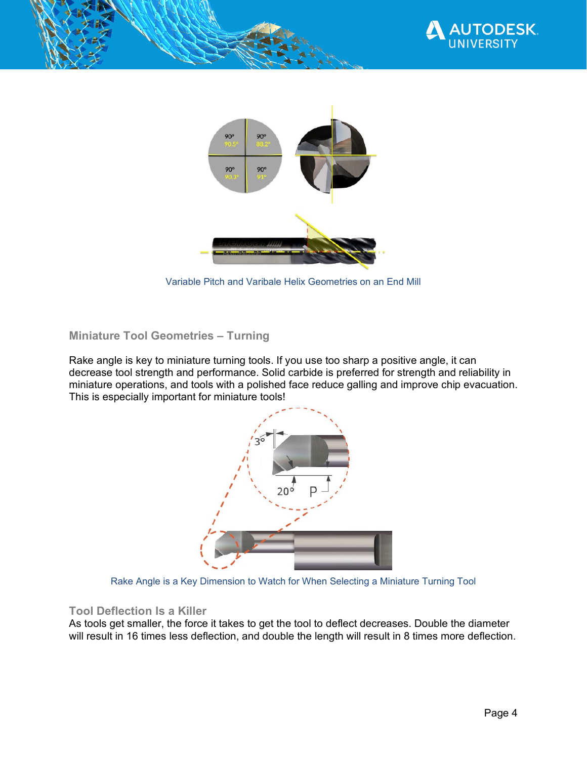Variable Pitch and Varibale Helix Geometries on an End Mill

### Miniature Tool Geometries – Turning

Rake angle is key to miniature turning tools. If you use too sharp a positive angle, it can decrease tool strength and performance. Solid carbide is preferred for strength and reliability in miniature operations, and tools with a polished face reduce galling and improve chip evacuation. This is especially important for miniature tools!

Rake Angle is a Key Dimension to Watch for When Selecting a Miniature Turning Tool

### Tool Deflection Is a Killer

As tools get smaller, the force it takes to get the tool to deflect decreases. Double the diameter will result in 16 times less deflection, and double the length will result in 8 times more deflection.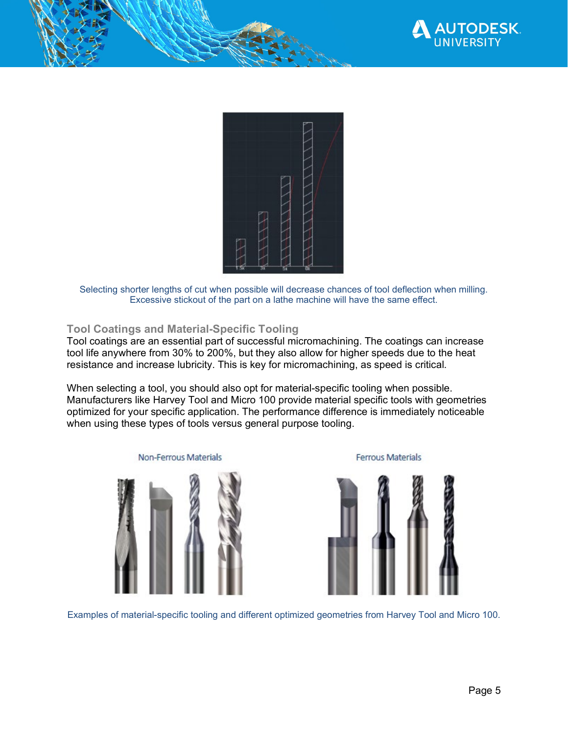Selecting shorter lengths of cut when possible will decrease chances of tool deflection when milling. Excessive stickout of the part on a lathe machine will have the same effect.

### Tool Coatings and Material-Specific Tooling

Tool coatings are an essential part of successful micromachining. The coatings can increase tool life anywhere from 30% to 200%, but they also allow for higher speeds due to the heat resistance and increase lubricity. This is key for micromachining, as speed is critical.

When selecting a tool, you should also opt for material-specific tooling when possible. Manufacturers like Harvey Tool and Micro 100 provide material specific tools with geometries optimized for your specific application. The performance difference is immediately noticeable when using these types of tools versus general purpose tooling.

Examples of material-specific tooling and different optimized geometries from Harvey Tool and Micro 100.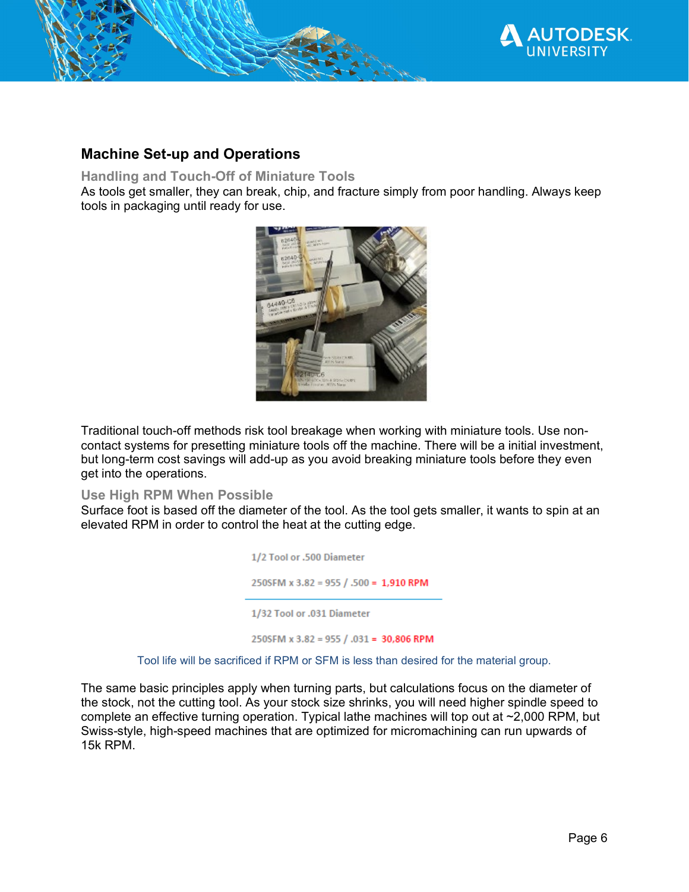## Machine Set-up and Operations

### Handling and Touch-Off of Miniature Tools

As tools get smaller, they can break, chip, and fracture simply from poor handling. Always keep tools in packaging until ready for use.

Traditional touch-off methods risk tool breakage when working with miniature tools. Use non-contact systems for presetting miniature tools off the machine. There will be a initial investment, but long-term cost savings will add-up as you avoid breaking miniature tools before they even get into the operations.

### Use High RPM When Possible

Surface foot is based off the diameter of the tool. As the tool gets smaller, it wants to spin at an elevated RPM in order to control the heat at the cutting edge.

1/2 Tool or .500 Diameter

250SFM x 3.82 = 955 / .500 = **1,910 RPM**

1/32 Tool or .031 Diameter

250SFM x 3.82 = 955 / .031 = **30,806 RPM**

Tool life will be sacrificed if RPM or SFM is less than desired for the material group.

The same basic principles apply when turning parts, but calculations focus on the diameter of the stock, not the cutting tool. As your stock size shrinks, you will need higher spindle speed to complete an effective turning operation. Typical lathe machines will top out at ~2,000 RPM, but Swiss-style, high-speed machines that are optimized for micromachining can run upwards of 15k RPM.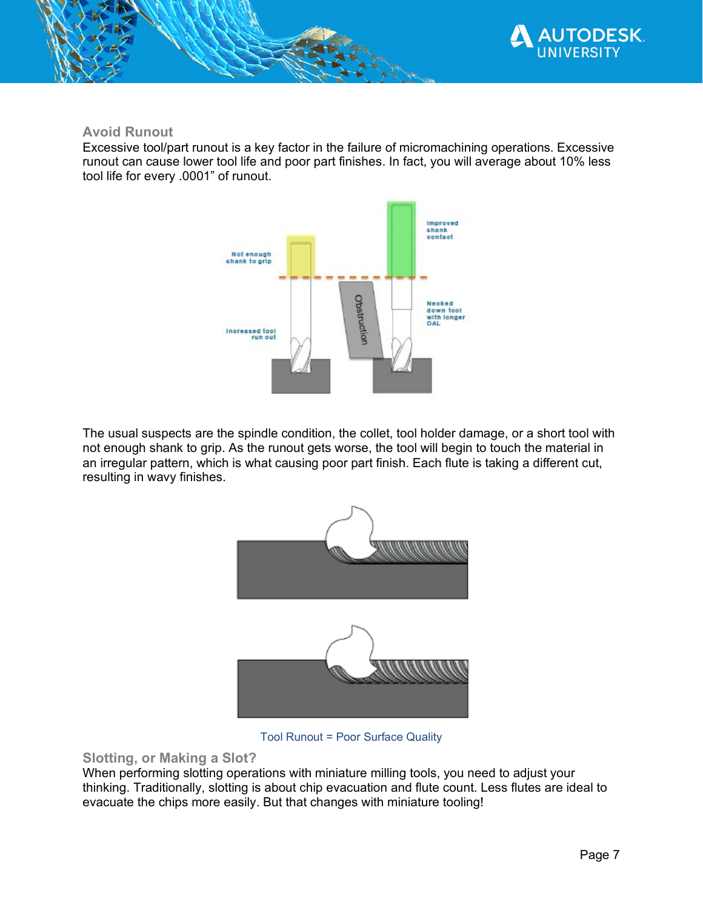## Avoid Runout

Excessive tool/part runout is a key factor in the failure of micromachining operations. Excessive runout can cause lower tool life and poor part finishes. In fact, you will average about 10% less tool life for every .0001” of runout.

The usual suspects are the spindle condition, the collet, tool holder damage, or a short tool with not enough shank to grip. As the runout gets worse, the tool will begin to touch the material in an irregular pattern, which is what causing poor part finish. Each flute is taking a different cut, resulting in wavy finishes.

Tool Runout = Poor Surface Quality

## Slotting, or Making a Slot?

When performing slotting operations with miniature milling tools, you need to adjust your thinking. Traditionally, slotting is about chip evacuation and flute count. Less flutes are ideal to evacuate the chips more easily. But that changes with miniature tooling!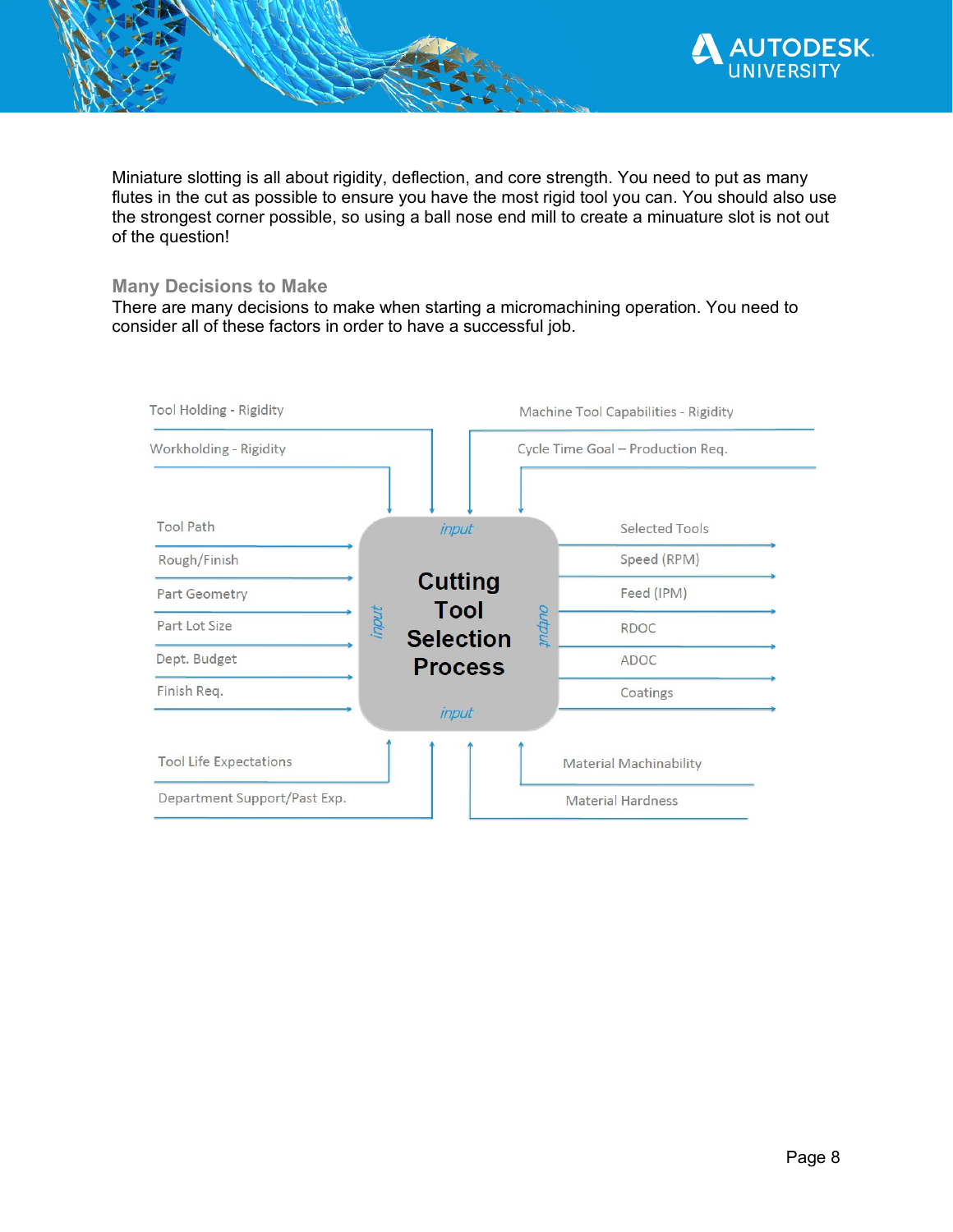Miniature slotting is all about rigidity, deflection, and core strength. You need to put as many flutes in the cut as possible to ensure you have the most rigid tool you can. You should also use the strongest corner possible, so using a ball nose end mill to create a minuature slot is not out of the question!

### Many Decisions to Make

There are many decisions to make when starting a micromachining operation. You need to consider all of these factors in order to have a successful job.

Tool Holding - Rigidity

Workholding - Rigidity

Machine Tool Capabilities - Rigidity

Cycle Time Goal – Production Req.

Tool Path

Rough/Finish

Part Geometry

Part Lot Size

Dept. Budget

Finish Req.

input

input

input

output

Cutting Tool Selection Process

Selected Tools

Speed (RPM)

Feed (IPM)

RDOC

ADOC

Coatings

Tool Life Expectations

Department Support/Past Exp.

Material Machinability

Material Hardness